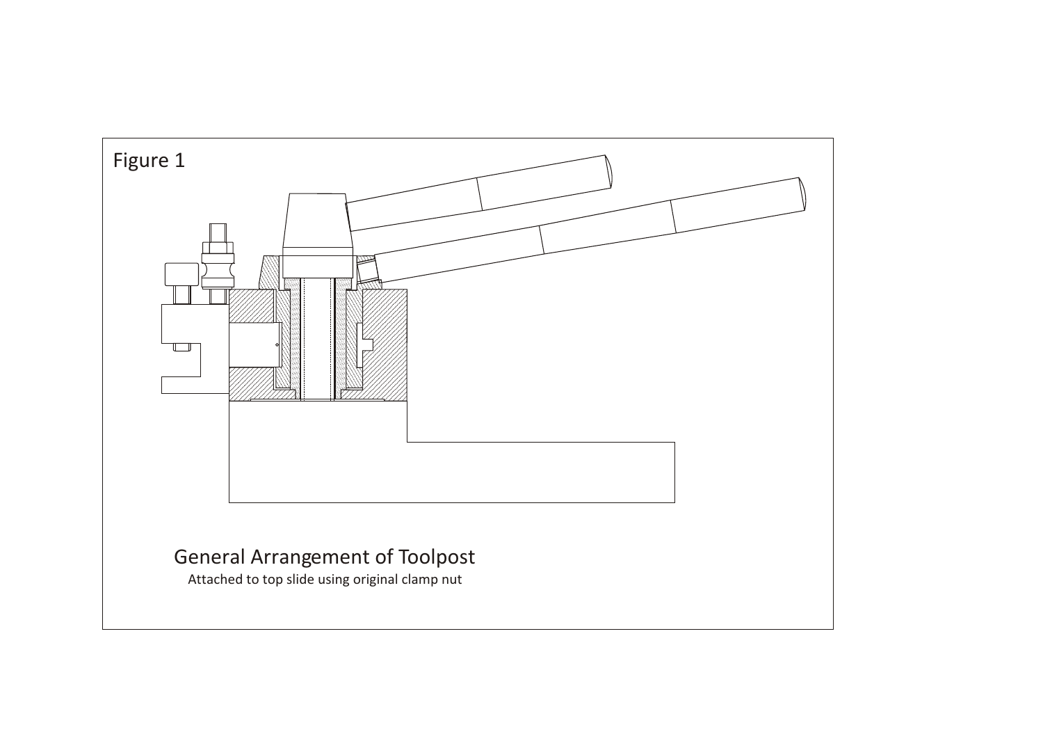Figure 1

General Arrangement of Toolpost

Attached to top slide using original clamp nut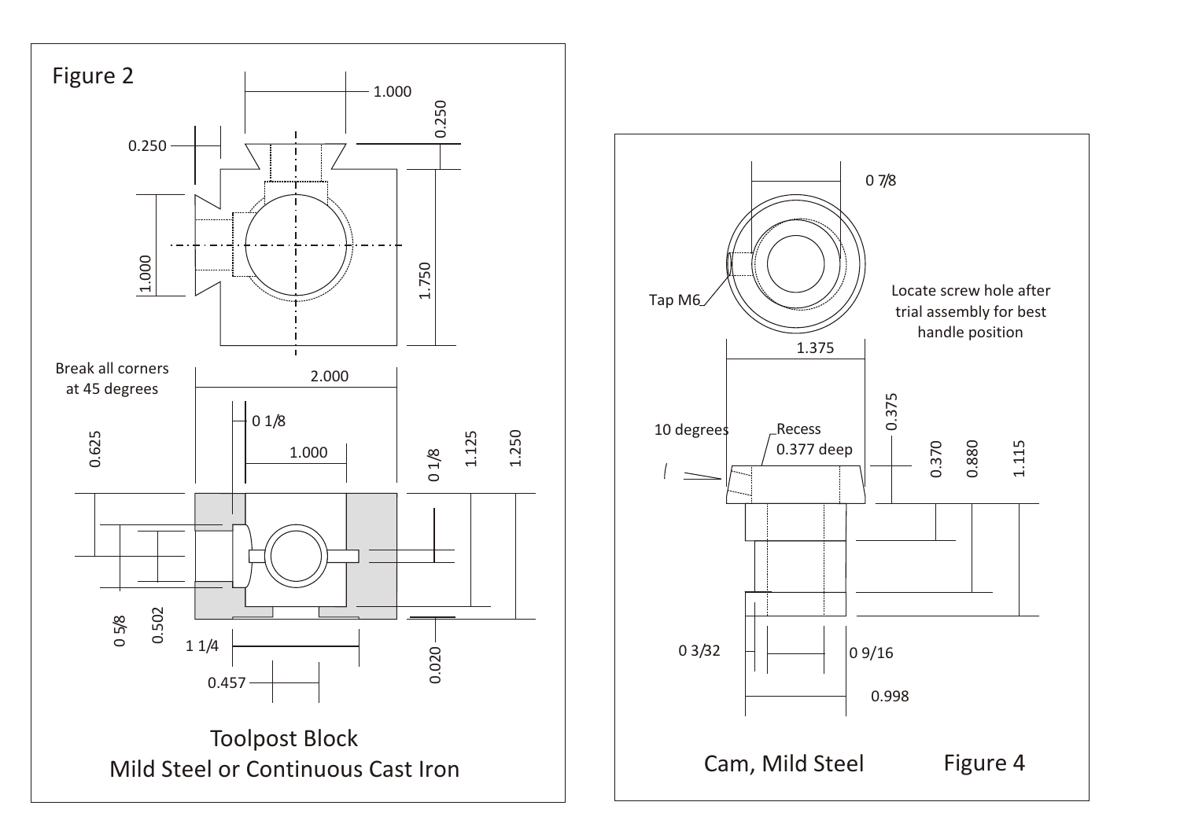Figure 2

0.250

1.000

0.250

1.000

1.750

Break all corners at 45 degrees

2.000

0 1/8

1.000

0.625

0 1/8

1.125

1.250

0 5/8

0.502

1 1/4

0.457

0.020

Toolpost Block
Mild Steel or Continuous Cast Iron

0 7/8

Tap M6

Locate screw hole after trial assembly for best handle position

1.375

10 degrees

Recess 0.377 deep

0.375

0.370

0.880

1.115

0 3/32

0 9/16

0.998

Cam, Mild Steel

Figure 4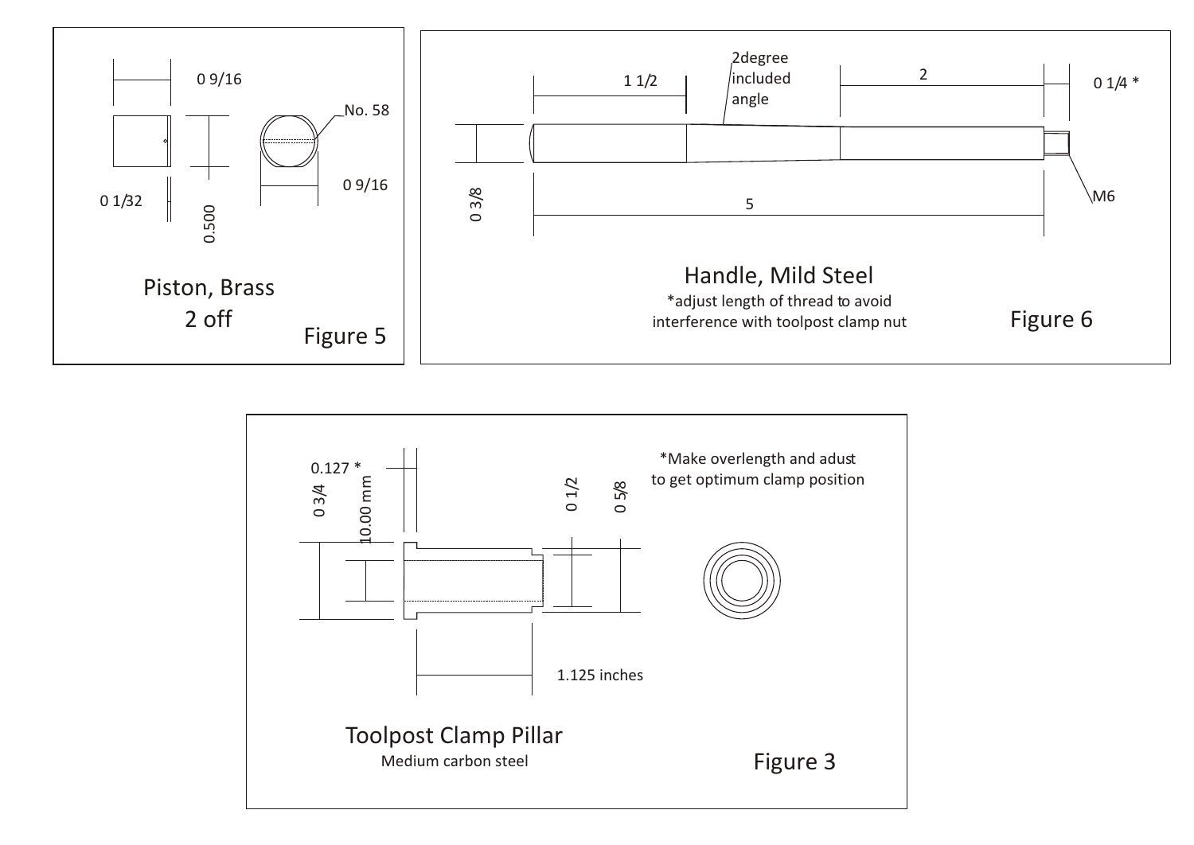## Figure 5

0 9/16

No. 58

0 1/32

0.500

0 9/16

Piston, Brass
2 off

Figure 5

## Figure 6

1 1/2

2degree included angle

2

0 1/4 *

0 3/8

5

M6

Handle, Mild Steel

*adjust length of thread to avoid interference with toolpost clamp nut

Figure 6

## Figure 3

0.127 *

0 3/4

10.00 mm

0 1/2

0 5/8

*Make overlength and adust to get optimum clamp position

1.125 inches

Toolpost Clamp Pillar

Medium carbon steel

Figure 3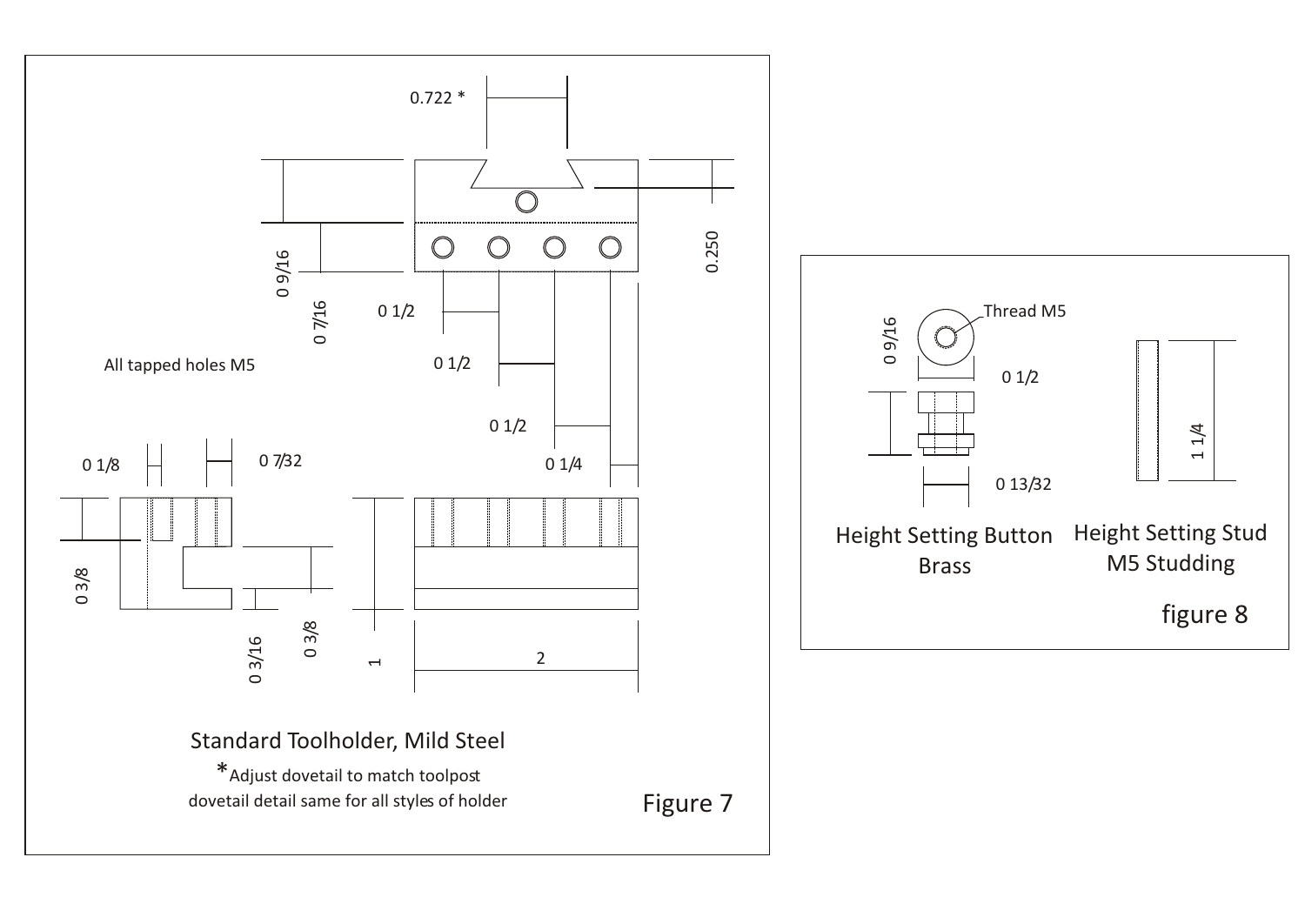0.722 *

0 9/16

0 7/16

0.250

0 1/2

0 1/2

0 1/2

0 1/4

All tapped holes M5

0 1/8

0 7/32

0 3/8

0 3/16

0 3/8

1

2

Standard Toolholder, Mild Steel

*Adjust dovetail to match toolpost
dovetail detail same for all styles of holder

Figure 7

Thread M5

0 9/16

0 1/2

0 13/32

1 1/4

Height Setting Button
Brass

Height Setting Stud
M5 Studding

figure 8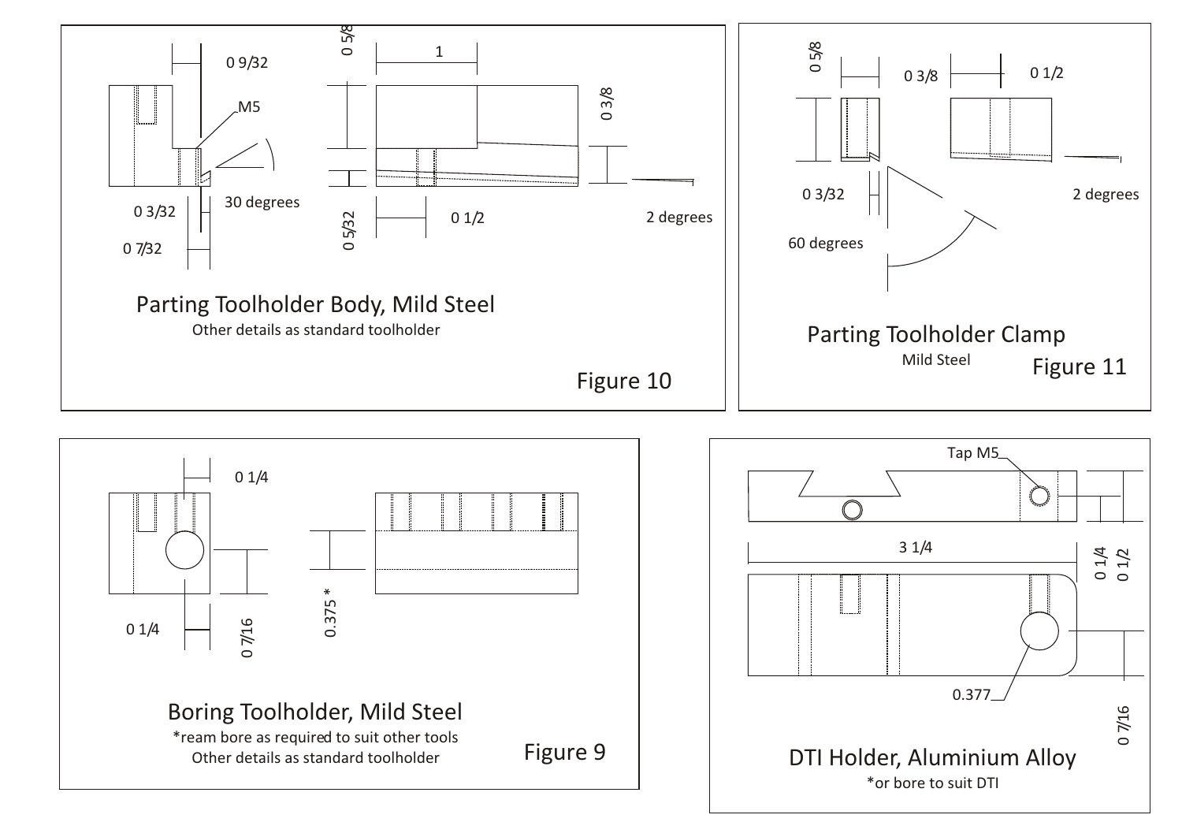0 9/32

M5

0 5/8

1

0 3/8

30 degrees

0 3/32

0 7/32

0 5/32

0 1/2

2 degrees

## Parting Toolholder Body, Mild Steel

Other details as standard toolholder

Figure 10

0 5/8

0 3/8

0 1/2

0 3/32

2 degrees

60 degrees

## Parting Toolholder Clamp

Mild Steel

Figure 11

0 1/4

0 1/4

0 7/16

0.375 *

## Boring Toolholder, Mild Steel

*ream bore as required to suit other tools

Other details as standard toolholder

Figure 9

Tap M5

3 1/4

0 1/4

0 1/2

0.377

0 7/16

## DTI Holder, Aluminium Alloy

*or bore to suit DTI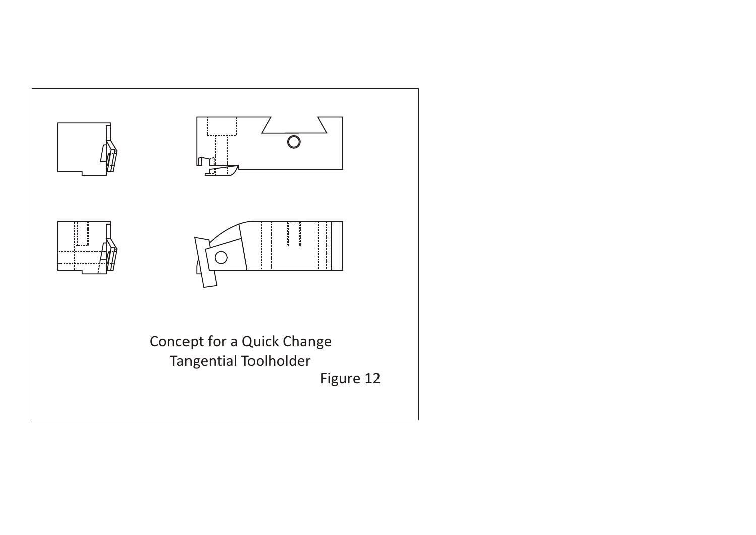Concept for a Quick Change
Tangential Toolholder

Figure 12